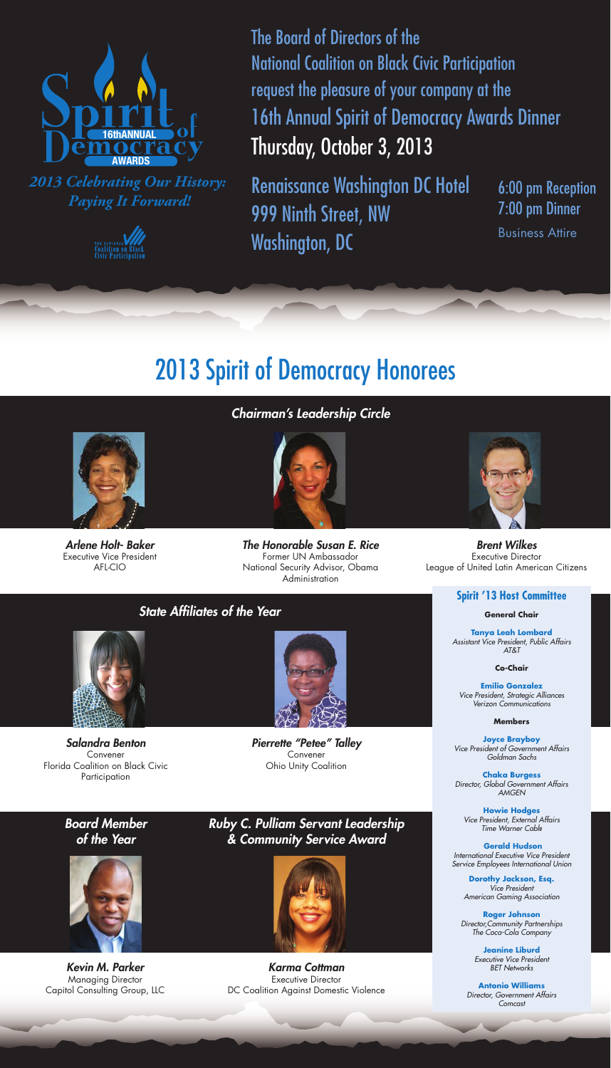Spirit of Democracy 16th ANNUAL AWARDS

*2013 Celebrating Our History: Paying It Forward!*

The National Coalition on Black Civic Participation

The Board of Directors of the National Coalition on Black Civic Participation request the pleasure of your company at the 16th Annual Spirit of Democracy Awards Dinner

Thursday, October 3, 2013

Renaissance Washington DC Hotel
999 Ninth Street, NW
Washington, DC

6:00 pm Reception
7:00 pm Dinner
Business Attire

# 2013 Spirit of Democracy Honorees

## *Chairman's Leadership Circle*

***Arlene Holt- Baker***
Executive Vice President
AFL-CIO

***The Honorable Susan E. Rice***
Former UN Ambassador
National Security Advisor, Obama Administration

***Brent Wilkes***
Executive Director
League of United Latin American Citizens

## *State Affiliates of the Year*

***Salandra Benton***
Convener
Florida Coalition on Black Civic Participation

***Pierrette "Petee" Talley***
Convener
Ohio Unity Coalition

## *Board Member of the Year*

***Kevin M. Parker***
Managing Director
Capitol Consulting Group, LLC

## *Ruby C. Pulliam Servant Leadership & Community Service Award*

***Karma Cottman***
Executive Director
DC Coalition Against Domestic Violence

## Spirit '13 Host Committee

**General Chair**

**Tanya Leah Lombard**
*Assistant Vice President, Public Affairs*
*AT&T*

**Co-Chair**

**Emilio Gonzalez**
*Vice President, Strategic Alliances*
*Verizon Communications*

**Members**

**Joyce Brayboy**
*Vice President of Government Affairs*
*Goldman Sachs*

**Chaka Burgess**
*Director, Global Government Affairs*
*AMGEN*

**Howie Hodges**
*Vice President, External Affairs*
*Time Warner Cable*

**Gerald Hudson**
*International Executive Vice President*
*Service Employees International Union*

**Dorothy Jackson, Esq.**
*Vice President*
*American Gaming Association*

**Roger Johnson**
*Director,Community Partnerships*
*The Coca-Cola Company*

**Jeanine Liburd**
*Executive Vice President*
*BET Networks*

**Antonio Williams**
*Director, Government Affairs*
*Comcast*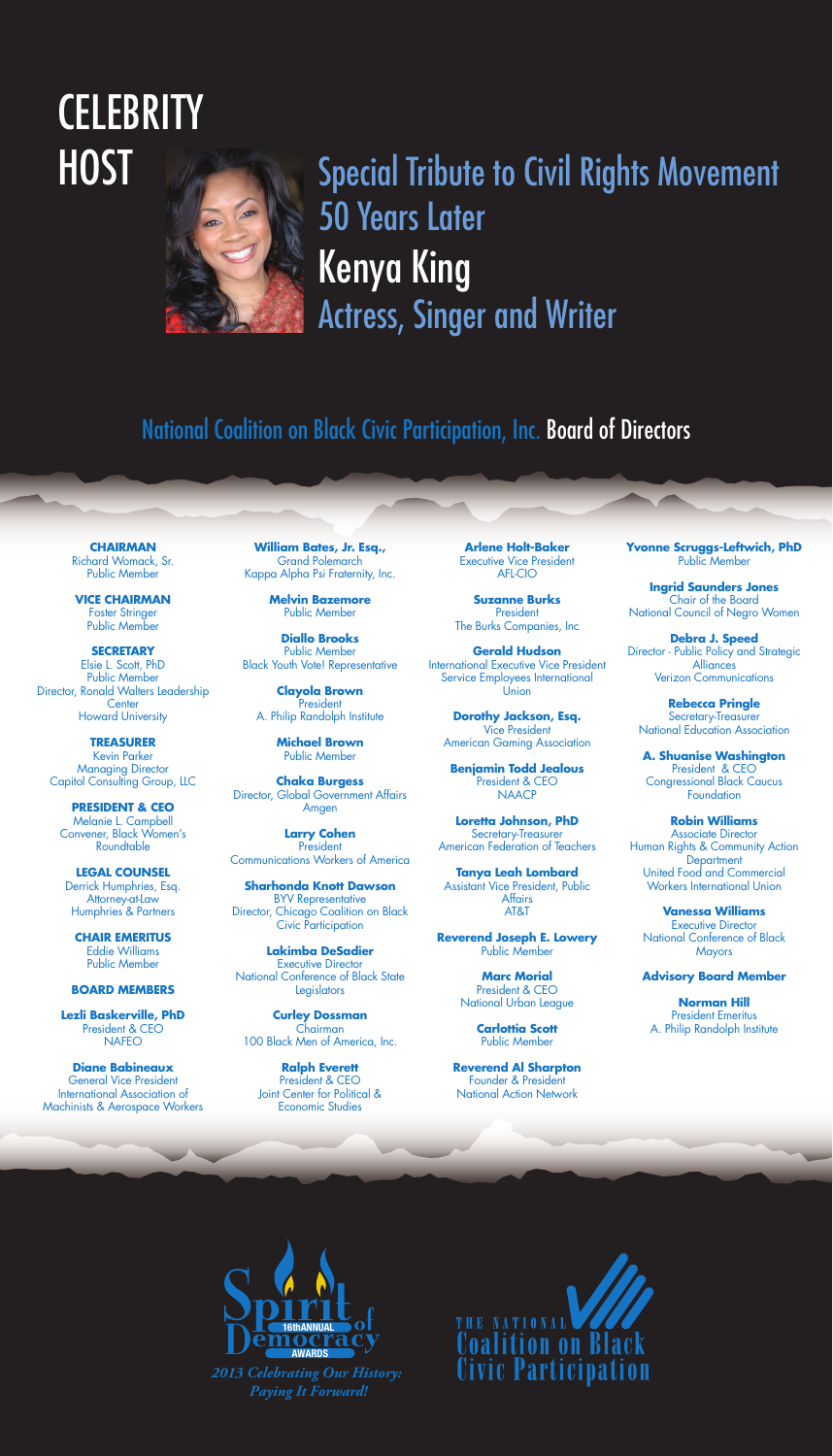# CELEBRITY HOST

## Special Tribute to Civil Rights Movement 50 Years Later

## Kenya King

Actress, Singer and Writer

## National Coalition on Black Civic Participation, Inc. Board of Directors

**CHAIRMAN**
Richard Womack, Sr.
Public Member

**VICE CHAIRMAN**
Foster Stringer
Public Member

**SECRETARY**
Elsie L. Scott, PhD
Public Member
Director, Ronald Walters Leadership Center
Howard University

**TREASURER**
Kevin Parker
Managing Director
Capitol Consulting Group, LLC

**PRESIDENT & CEO**
Melanie L. Campbell
Convener, Black Women's Roundtable

**LEGAL COUNSEL**
Derrick Humphries, Esq.
Attorney-at-Law
Humphries & Partners

**CHAIR EMERITUS**
Eddie Williams
Public Member

**BOARD MEMBERS**

**Lezli Baskerville, PhD**
President & CEO
NAFEO

**Diane Babineaux**
General Vice President
International Association of Machinists & Aerospace Workers

**William Bates, Jr. Esq.,**
Grand Polemarch
Kappa Alpha Psi Fraternity, Inc.

**Melvin Bazemore**
Public Member

**Diallo Brooks**
Public Member
Black Youth Vote! Representative

**Clayola Brown**
President
A. Philip Randolph Institute

**Michael Brown**
Public Member

**Chaka Burgess**
Director, Global Government Affairs
Amgen

**Larry Cohen**
President
Communications Workers of America

**Sharhonda Knott Dawson**
BYV Representative
Director, Chicago Coalition on Black Civic Participation

**Lakimba DeSadier**
Executive Director
National Conference of Black State Legislators

**Curley Dossman**
Chairman
100 Black Men of America, Inc.

**Ralph Everett**
President & CEO
Joint Center for Political & Economic Studies

**Arlene Holt-Baker**
Executive Vice President
AFL-CIO

**Suzanne Burks**
President
The Burks Companies, Inc

**Gerald Hudson**
International Executive Vice President
Service Employees International Union

**Dorothy Jackson, Esq.**
Vice President
American Gaming Association

**Benjamin Todd Jealous**
President & CEO
NAACP

**Loretta Johnson, PhD**
Secretary-Treasurer
American Federation of Teachers

**Tanya Leah Lombard**
Assistant Vice President, Public Affairs
AT&T

**Reverend Joseph E. Lowery**
Public Member

**Marc Morial**
President & CEO
National Urban League

**Carlottia Scott**
Public Member

**Reverend Al Sharpton**
Founder & President
National Action Network

**Yvonne Scruggs-Leftwich, PhD**
Public Member

**Ingrid Saunders Jones**
Chair of the Board
National Council of Negro Women

**Debra J. Speed**
Director - Public Policy and Strategic Alliances
Verizon Communications

**Rebecca Pringle**
Secretary-Treasurer
National Education Association

**A. Shuanise Washington**
President & CEO
Congressional Black Caucus Foundation

**Robin Williams**
Associate Director
Human Rights & Community Action Department
United Food and Commercial Workers International Union

**Vanessa Williams**
Executive Director
National Conference of Black Mayors

**Advisory Board Member**

**Norman Hill**
President Emeritus
A. Philip Randolph Institute

Spirit of Democracy 16thANNUAL AWARDS

*2013 Celebrating Our History: Paying It Forward!*

The National Coalition on Black Civic Participation